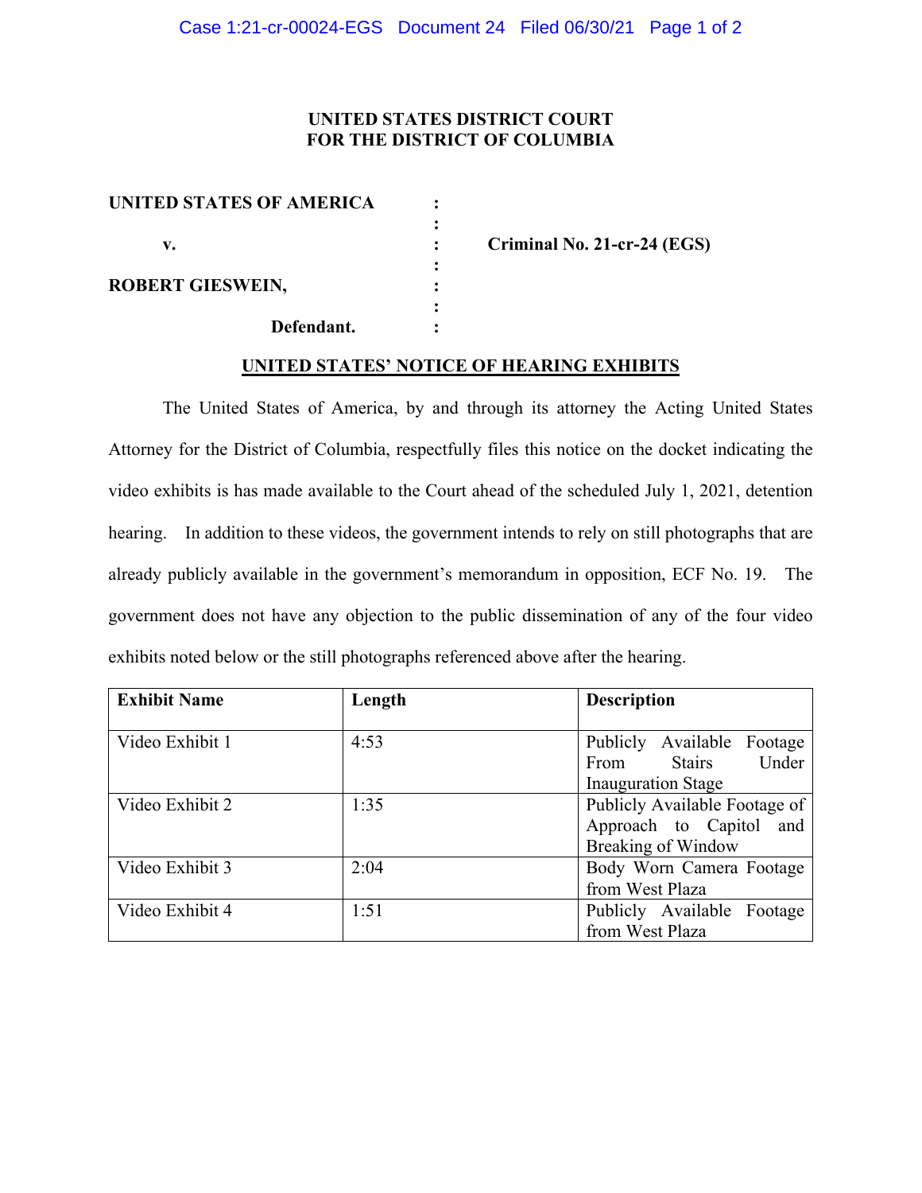**UNITED STATES DISTRICT COURT**
**FOR THE DISTRICT OF COLUMBIA**

| | | |
|---|---|---|
| **UNITED STATES OF AMERICA** | : | |
| | : | |
| **v.** | : | **Criminal No. 21-cr-24 (EGS)** |
| | : | |
| **ROBERT GIESWEIN,** | : | |
| | : | |
| **Defendant.** | : | |

## UNITED STATES' NOTICE OF HEARING EXHIBITS

The United States of America, by and through its attorney the Acting United States Attorney for the District of Columbia, respectfully files this notice on the docket indicating the video exhibits is has made available to the Court ahead of the scheduled July 1, 2021, detention hearing. In addition to these videos, the government intends to rely on still photographs that are already publicly available in the government's memorandum in opposition, ECF No. 19. The government does not have any objection to the public dissemination of any of the four video exhibits noted below or the still photographs referenced above after the hearing.

| Exhibit Name | Length | Description |
|---|---|---|
| Video Exhibit 1 | 4:53 | Publicly Available Footage From Stairs Under Inauguration Stage |
| Video Exhibit 2 | 1:35 | Publicly Available Footage of Approach to Capitol and Breaking of Window |
| Video Exhibit 3 | 2:04 | Body Worn Camera Footage from West Plaza |
| Video Exhibit 4 | 1:51 | Publicly Available Footage from West Plaza |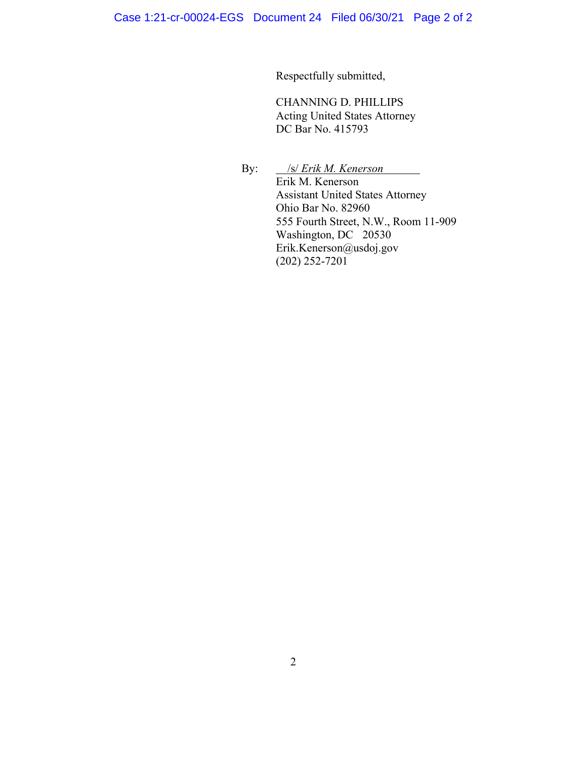Respectfully submitted,

CHANNING D. PHILLIPS
Acting United States Attorney
DC Bar No. 415793

By: /s/ *Erik M. Kenerson*
Erik M. Kenerson
Assistant United States Attorney
Ohio Bar No. 82960
555 Fourth Street, N.W., Room 11-909
Washington, DC 20530
Erik.Kenerson@usdoj.gov
(202) 252-7201